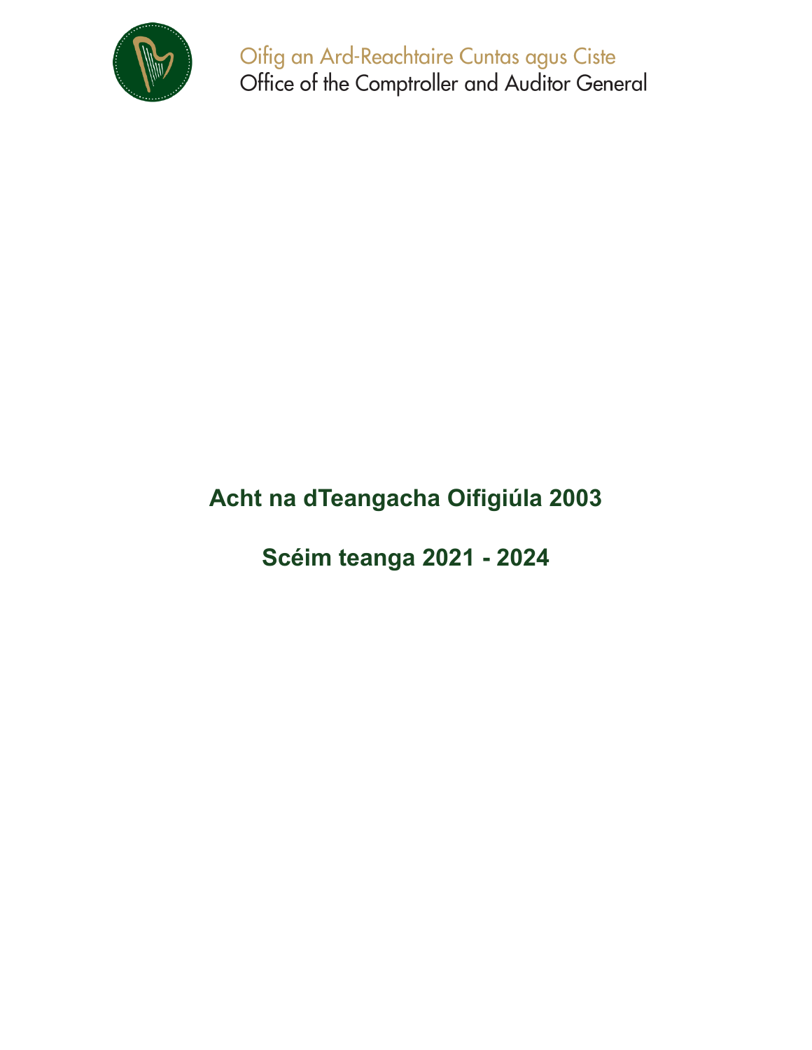Oifig an Ard-Reachtaire Cuntas agus Ciste
Office of the Comptroller and Auditor General

# Acht na dTeangacha Oifigiúla 2003

# Scéim teanga 2021 - 2024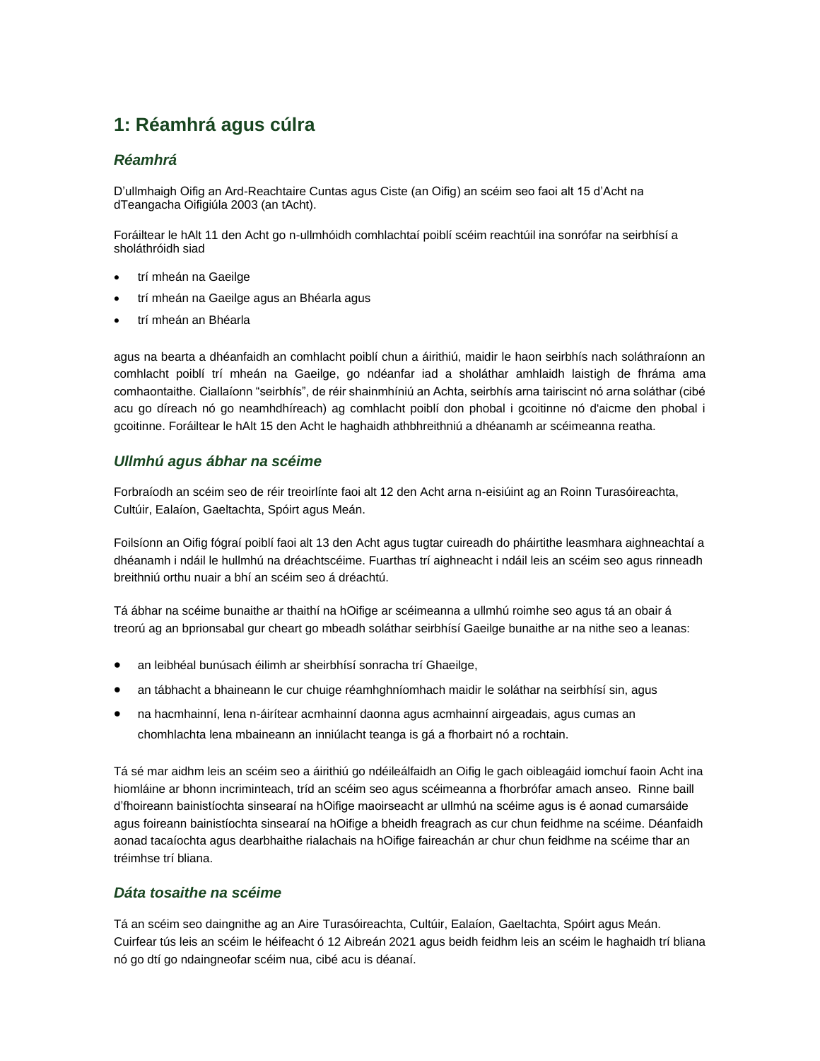# 1: Réamhrá agus cúlra

## *Réamhrá*

D'ullmhaigh Oifig an Ard-Reachtaire Cuntas agus Ciste (an Oifig) an scéim seo faoi alt 15 d'Acht na dTeangacha Oifigiúla 2003 (an tAcht).

Foráiltear le hAlt 11 den Acht go n-ullmhóidh comhlachtaí poiblí scéim reachtúil ina sonrófar na seirbhísí a sholáthróidh siad

- trí mheán na Gaeilge
- trí mheán na Gaeilge agus an Bhéarla agus
- trí mheán an Bhéarla

agus na bearta a dhéanfaidh an comhlacht poiblí chun a áirithiú, maidir le haon seirbhís nach soláthraíonn an comhlacht poiblí trí mheán na Gaeilge, go ndéanfar iad a sholáthar amhlaidh laistigh de fhráma ama comhaontaithe. Ciallaíonn "seirbhís", de réir shainmhíniú an Achta, seirbhís arna tairiscint nó arna soláthar (cibé acu go díreach nó go neamhdhíreach) ag comhlacht poiblí don phobal i gcoitinne nó d'aicme den phobal i gcoitinne. Foráiltear le hAlt 15 den Acht le haghaidh athbhreithniú a dhéanamh ar scéimeanna reatha.

## *Ullmhú agus ábhar na scéime*

Forbraíodh an scéim seo de réir treoirlínte faoi alt 12 den Acht arna n-eisiúint ag an Roinn Turasóireachta, Cultúir, Ealaíon, Gaeltachta, Spóirt agus Meán.

Foilsíonn an Oifig fógraí poiblí faoi alt 13 den Acht agus tugtar cuireadh do pháirtithe leasmhara aighneachtaí a dhéanamh i ndáil le hullmhú na dréachtscéime. Fuarthas trí aighneacht i ndáil leis an scéim seo agus rinneadh breithniú orthu nuair a bhí an scéim seo á dréachtú.

Tá ábhar na scéime bunaithe ar thaithí na hOifige ar scéimeanna a ullmhú roimhe seo agus tá an obair á treorú ag an bprionsabal gur cheart go mbeadh soláthar seirbhísí Gaeilge bunaithe ar na nithe seo a leanas:

- an leibhéal bunúsach éilimh ar sheirbhísí sonracha trí Ghaeilge,
- an tábhacht a bhaineann le cur chuige réamhghníomhach maidir le soláthar na seirbhísí sin, agus
- na hacmhainní, lena n-áirítear acmhainní daonna agus acmhainní airgeadais, agus cumas an chomhlachta lena mbaineann an inniúlacht teanga is gá a fhorbairt nó a rochtain.

Tá sé mar aidhm leis an scéim seo a áirithiú go ndéileálfaidh an Oifig le gach oibleagáid iomchuí faoin Acht ina hiomláine ar bhonn incriminteach, tríd an scéim seo agus scéimeanna a fhorbrófar amach anseo. Rinne baill d'fhoireann bainistíochta sinsearaí na hOifige maoirseacht ar ullmhú na scéime agus is é aonad cumarsáide agus foireann bainistíochta sinsearaí na hOifige a bheidh freagrach as cur chun feidhme na scéime. Déanfaidh aonad tacaíochta agus dearbhaithe rialachais na hOifige faireachán ar chur chun feidhme na scéime thar an tréimhse trí bliana.

## *Dáta tosaithe na scéime*

Tá an scéim seo daingnithe ag an Aire Turasóireachta, Cultúir, Ealaíon, Gaeltachta, Spóirt agus Meán. Cuirfear tús leis an scéim le héifeacht ó 12 Aibreán 2021 agus beidh feidhm leis an scéim le haghaidh trí bliana nó go dtí go ndaingneofar scéim nua, cibé acu is déanaí.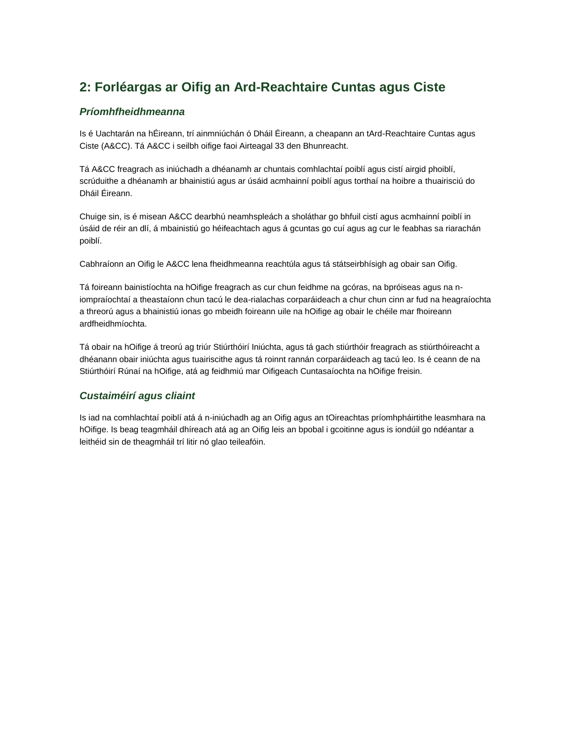## 2: Forléargas ar Oifig an Ard-Reachtaire Cuntas agus Ciste

### *Príomhfheidhmeanna*

Is é Uachtarán na hÉireann, trí ainmniúchán ó Dháil Éireann, a cheapann an tArd-Reachtaire Cuntas agus Ciste (A&CC). Tá A&CC i seilbh oifige faoi Airteagal 33 den Bhunreacht.

Tá A&CC freagrach as iniúchadh a dhéanamh ar chuntais comhlachtaí poiblí agus cistí airgid phoiblí, scrúduithe a dhéanamh ar bhainistiú agus ar úsáid acmhainní poiblí agus torthaí na hoibre a thuairisciú do Dháil Éireann.

Chuige sin, is é misean A&CC dearbhú neamhspleách a sholáthar go bhfuil cistí agus acmhainní poiblí in úsáid de réir an dlí, á mbainistiú go héifeachtach agus á gcuntas go cuí agus ag cur le feabhas sa riarachán poiblí.

Cabhraíonn an Oifig le A&CC lena fheidhmeanna reachtúla agus tá státseirbhísigh ag obair san Oifig.

Tá foireann bainistíochta na hOifige freagrach as cur chun feidhme na gcóras, na bpróiseas agus na n-iompraíochtaí a theastaíonn chun tacú le dea-rialachas corparáideach a chur chun cinn ar fud na heagraíochta a threorú agus a bhainistiú ionas go mbeidh foireann uile na hOifige ag obair le chéile mar fhoireann ardfheidhmíochta.

Tá obair na hOifige á treorú ag triúr Stiúrthóirí Iniúchta, agus tá gach stiúrthóir freagrach as stiúrthóireacht a dhéanann obair iniúchta agus tuairiscithe agus tá roinnt rannán corparáideach ag tacú leo. Is é ceann de na Stiúrthóirí Rúnaí na hOifige, atá ag feidhmiú mar Oifigeach Cuntasaíochta na hOifige freisin.

### *Custaiméirí agus cliaint*

Is iad na comhlachtaí poiblí atá á n-iniúchadh ag an Oifig agus an tOireachtas príomhpháirtithe leasmhara na hOifige. Is beag teagmháil dhíreach atá ag an Oifig leis an bpobal i gcoitinne agus is iondúil go ndéantar a leithéid sin de theagmháil trí litir nó glao teileafóin.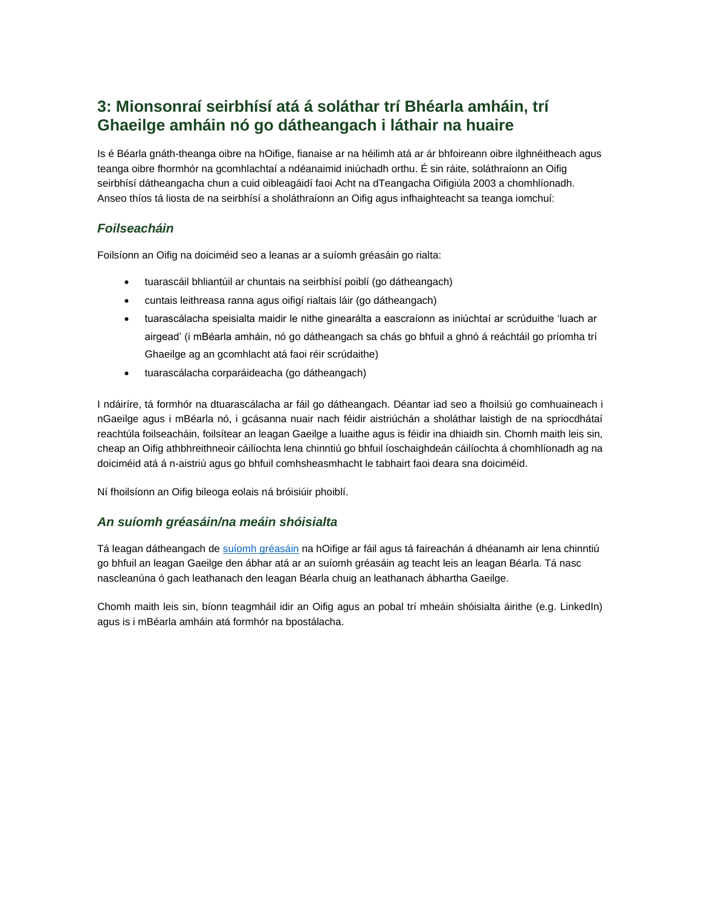## 3: Mionsonraí seirbhísí atá á soláthar trí Bhéarla amháin, trí Ghaeilge amháin nó go dátheangach i láthair na huaire

Is é Béarla gnáth-theanga oibre na hOifige, fianaise ar na héilimh atá ar ár bhfoireann oibre ilghnéitheach agus teanga oibre fhormhór na gcomhlachtaí a ndéanaimid iniúchadh orthu. É sin ráite, soláthraíonn an Oifig seirbhísí dátheangacha chun a cuid oibleagáidí faoi Acht na dTeangacha Oifigiúla 2003 a chomhlíonadh. Anseo thíos tá liosta de na seirbhísí a sholáthraíonn an Oifig agus infhaigheacht sa teanga iomchuí:

### *Foilseacháin*

Foilsíonn an Oifig na doiciméid seo a leanas ar a suíomh gréasáin go rialta:

- tuarascáil bhliantúil ar chuntais na seirbhísí poiblí (go dátheangach)
- cuntais leithreasa ranna agus oifigí rialtais láir (go dátheangach)
- tuarascálacha speisialta maidir le nithe ginearálta a eascraíonn as iniúchtaí ar scrúduithe 'luach ar airgead' (i mBéarla amháin, nó go dátheangach sa chás go bhfuil a ghnó á reáchtáil go príomha trí Ghaeilge ag an gcomhlacht atá faoi réir scrúdaithe)
- tuarascálacha corparáideacha (go dátheangach)

I ndáiríre, tá formhór na dtuarascálacha ar fáil go dátheangach. Déantar iad seo a fhoilsiú go comhuaineach i nGaeilge agus i mBéarla nó, i gcásanna nuair nach féidir aistriúchán a sholáthar laistigh de na spriocdhátaí reachtúla foilseacháin, foilsítear an leagan Gaeilge a luaithe agus is féidir ina dhiaidh sin. Chomh maith leis sin, cheap an Oifig athbhreithneoir cáilíochta lena chinntiú go bhfuil íoschaighdeán cáilíochta á chomhlíonadh ag na doiciméid atá á n-aistriú agus go bhfuil comhsheasmhacht le tabhairt faoi deara sna doiciméid.

Ní fhoilsíonn an Oifig bileoga eolais ná bróisiúir phoiblí.

### *An suíomh gréasáin/na meáin shóisialta*

Tá leagan dátheangach de suíomh gréasáin na hOifige ar fáil agus tá faireachán á dhéanamh air lena chinntiú go bhfuil an leagan Gaeilge den ábhar atá ar an suíomh gréasáin ag teacht leis an leagan Béarla. Tá nasc nascleanúna ó gach leathanach den leagan Béarla chuig an leathanach ábhartha Gaeilge.

Chomh maith leis sin, bíonn teagmháil idir an Oifig agus an pobal trí mheáin shóisialta áirithe (e.g. LinkedIn) agus is i mBéarla amháin atá formhór na bpostálacha.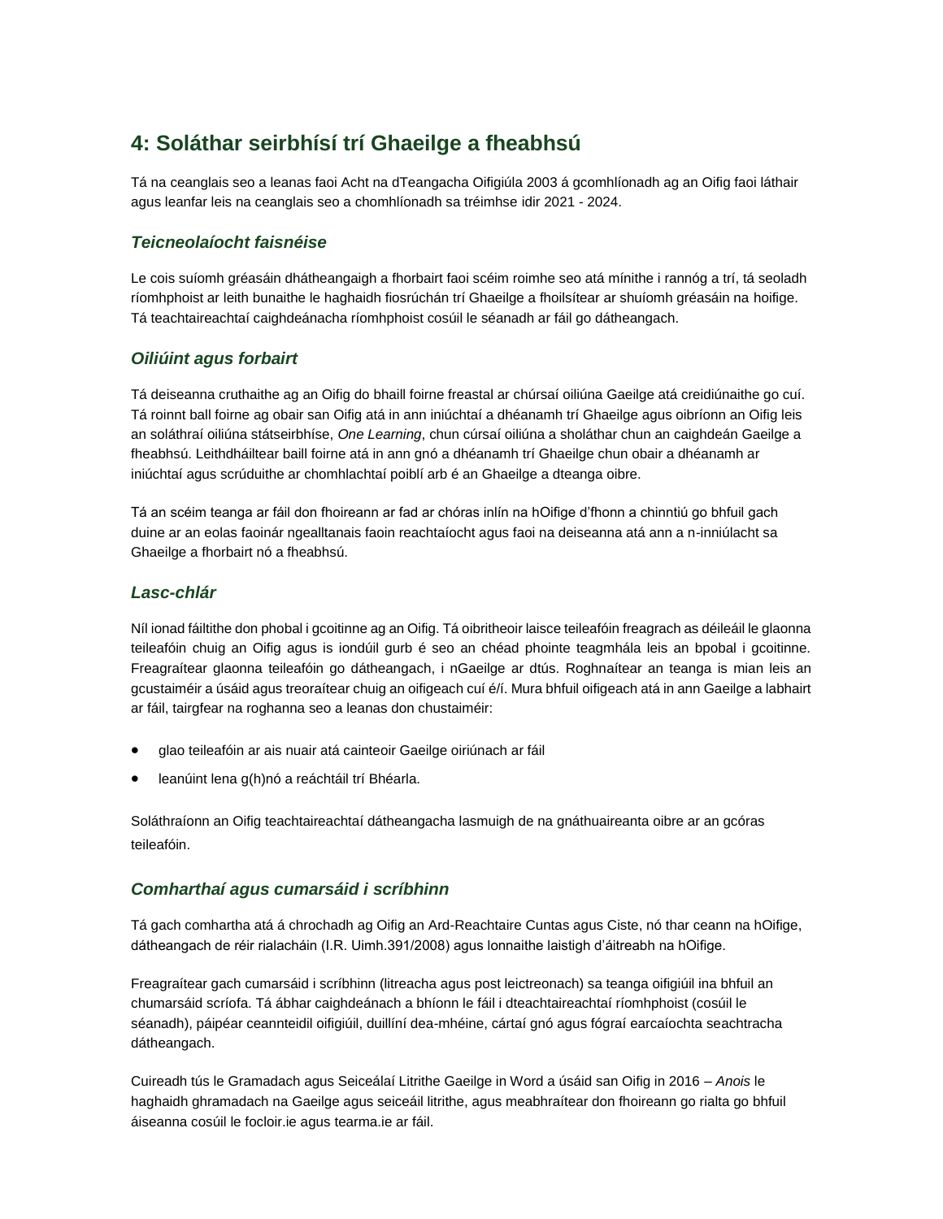## 4: Soláthar seirbhísí trí Ghaeilge a fheabhsú

Tá na ceanglais seo a leanas faoi Acht na dTeangacha Oifigiúla 2003 á gcomhlíonadh ag an Oifig faoi láthair agus leanfar leis na ceanglais seo a chomhlíonadh sa tréimhse idir 2021 - 2024.

### *Teicneolaíocht faisnéise*

Le cois suíomh gréasáin dhátheangaigh a fhorbairt faoi scéim roimhe seo atá mínithe i rannóg a trí, tá seoladh ríomhphoist ar leith bunaithe le haghaidh fiosrúchán trí Ghaeilge a fhoilsítear ar shuíomh gréasáin na hoifige. Tá teachtaireachtaí caighdeánacha ríomhphoist cosúil le séanadh ar fáil go dátheangach.

### *Oiliúint agus forbairt*

Tá deiseanna cruthaithe ag an Oifig do bhaill foirne freastal ar chúrsaí oiliúna Gaeilge atá creidiúnaithe go cuí. Tá roinnt ball foirne ag obair san Oifig atá in ann iniúchtaí a dhéanamh trí Ghaeilge agus oibríonn an Oifig leis an soláthraí oiliúna státseirbhíse, *One Learning*, chun cúrsaí oiliúna a sholáthar chun an caighdeán Gaeilge a fheabhsú. Leithdháiltear baill foirne atá in ann gnó a dhéanamh trí Ghaeilge chun obair a dhéanamh ar iniúchtaí agus scrúduithe ar chomhlachtaí poiblí arb é an Ghaeilge a dteanga oibre.

Tá an scéim teanga ar fáil don fhoireann ar fad ar chóras inlín na hOifige d'fhonn a chinntiú go bhfuil gach duine ar an eolas faoinár ngealltanais faoin reachtaíocht agus faoi na deiseanna atá ann a n-inniúlacht sa Ghaeilge a fhorbairt nó a fheabhsú.

### *Lasc-chlár*

Níl ionad fáiltithe don phobal i gcoitinne ag an Oifig. Tá oibritheoir laisce teileafóin freagrach as déileáil le glaonna teileafóin chuig an Oifig agus is iondúil gurb é seo an chéad phointe teagmhála leis an bpobal i gcoitinne. Freagraítear glaonna teileafóin go dátheangach, i nGaeilge ar dtús. Roghnaítear an teanga is mian leis an gcustaiméir a úsáid agus treoraítear chuig an oifigeach cuí é/í. Mura bhfuil oifigeach atá in ann Gaeilge a labhairt ar fáil, tairgfear na roghanna seo a leanas don chustaiméir:

- glao teileafóin ar ais nuair atá cainteoir Gaeilge oiriúnach ar fáil
- leanúint lena g(h)nó a reáchtáil trí Bhéarla.

Soláthraíonn an Oifig teachtaireachtaí dátheangacha lasmuigh de na gnáthuaireanta oibre ar an gcóras teileafóin.

### *Comharthaí agus cumarsáid i scríbhinn*

Tá gach comhartha atá á chrochadh ag Oifig an Ard-Reachtaire Cuntas agus Ciste, nó thar ceann na hOifige, dátheangach de réir rialacháin (I.R. Uimh.391/2008) agus lonnaithe laistigh d'áitreabh na hOifige.

Freagraítear gach cumarsáid i scríbhinn (litreacha agus post leictreonach) sa teanga oifigiúil ina bhfuil an chumarsáid scríofa. Tá ábhar caighdeánach a bhíonn le fáil i dteachtaireachtaí ríomhphoist (cosúil le séanadh), páipéar ceannteidil oifigiúil, duillíní dea-mhéine, cártaí gnó agus fógraí earcaíochta seachtracha dátheangach.

Cuireadh tús le Gramadach agus Seiceálaí Litrithe Gaeilge in Word a úsáid san Oifig in 2016 – *Anois* le haghaidh ghramadach na Gaeilge agus seiceáil litrithe, agus meabhraítear don fhoireann go rialta go bhfuil áiseanna cosúil le focloir.ie agus tearma.ie ar fáil.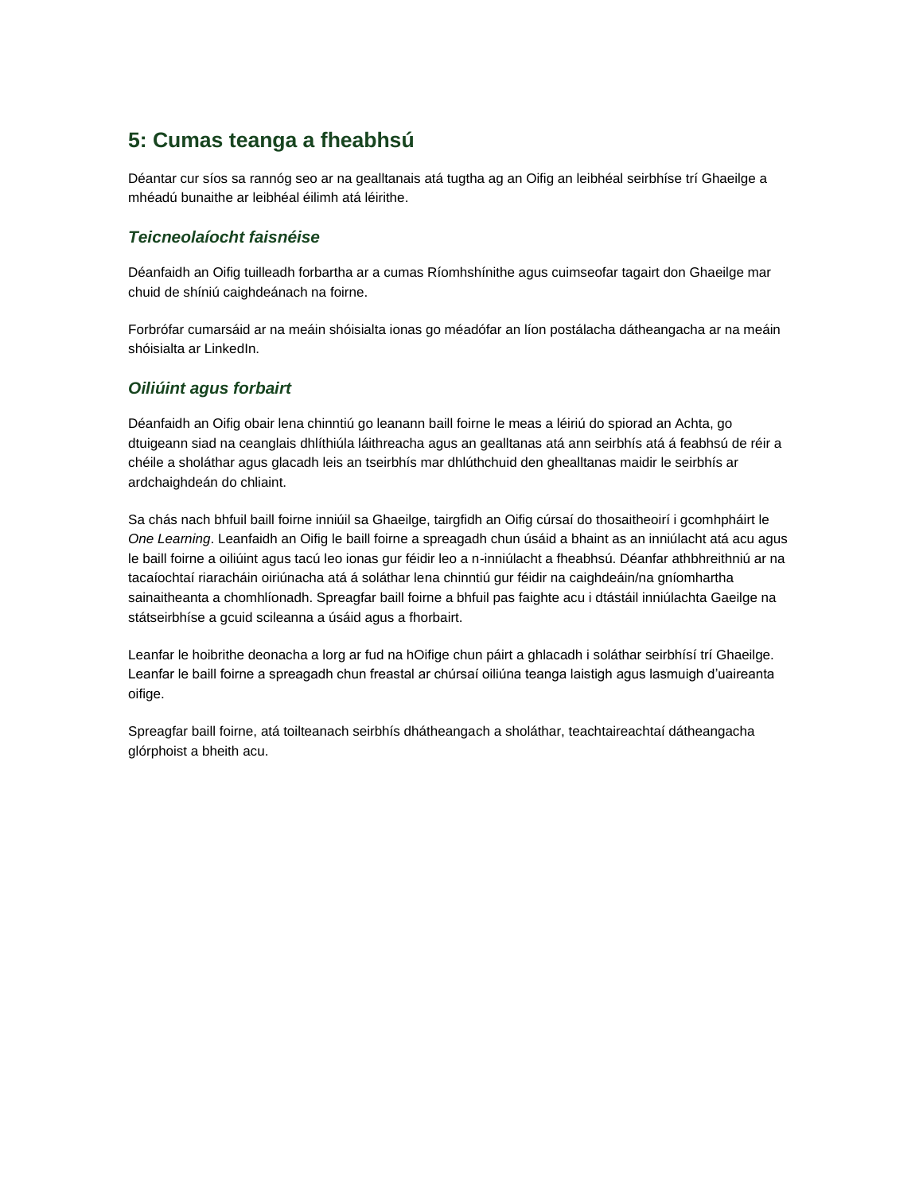## 5: Cumas teanga a fheabhsú

Déantar cur síos sa rannóg seo ar na gealltanais atá tugtha ag an Oifig an leibhéal seirbhíse trí Ghaeilge a mhéadú bunaithe ar leibhéal éilimh atá léirithe.

### *Teicneolaíocht faisnéise*

Déanfaidh an Oifig tuilleadh forbartha ar a cumas Ríomhshínithe agus cuimseofar tagairt don Ghaeilge mar chuid de shíniú caighdeánach na foirne.

Forbrófar cumarsáid ar na meáin shóisialta ionas go méadófar an líon postálacha dátheangacha ar na meáin shóisialta ar LinkedIn.

### *Oiliúint agus forbairt*

Déanfaidh an Oifig obair lena chinntiú go leanann baill foirne le meas a léiriú do spiorad an Achta, go dtuigeann siad na ceanglais dhlíthiúla láithreacha agus an gealltanas atá ann seirbhís atá á feabhsú de réir a chéile a sholáthar agus glacadh leis an tseirbhís mar dhlúthchuid den ghealltanas maidir le seirbhís ar ardchaighdeán do chliaint.

Sa chás nach bhfuil baill foirne inniúil sa Ghaeilge, tairgfidh an Oifig cúrsaí do thosaitheoirí i gcomhpháirt le *One Learning*. Leanfaidh an Oifig le baill foirne a spreagadh chun úsáid a bhaint as an inniúlacht atá acu agus le baill foirne a oiliúint agus tacú leo ionas gur féidir leo a n-inniúlacht a fheabhsú. Déanfar athbhreithniú ar na tacaíochtaí riaracháin oiriúnacha atá á soláthar lena chinntiú gur féidir na caighdeáin/na gníomhartha sainaitheanta a chomhlíonadh. Spreagfar baill foirne a bhfuil pas faighte acu i dtástáil inniúlachta Gaeilge na státseirbhíse a gcuid scileanna a úsáid agus a fhorbairt.

Leanfar le hoibrithe deonacha a lorg ar fud na hOifige chun páirt a ghlacadh i soláthar seirbhísí trí Ghaeilge. Leanfar le baill foirne a spreagadh chun freastal ar chúrsaí oiliúna teanga laistigh agus lasmuigh d'uaireanta oifige.

Spreagfar baill foirne, atá toilteanach seirbhís dhátheangach a sholáthar, teachtaireachtaí dátheangacha glórphoist a bheith acu.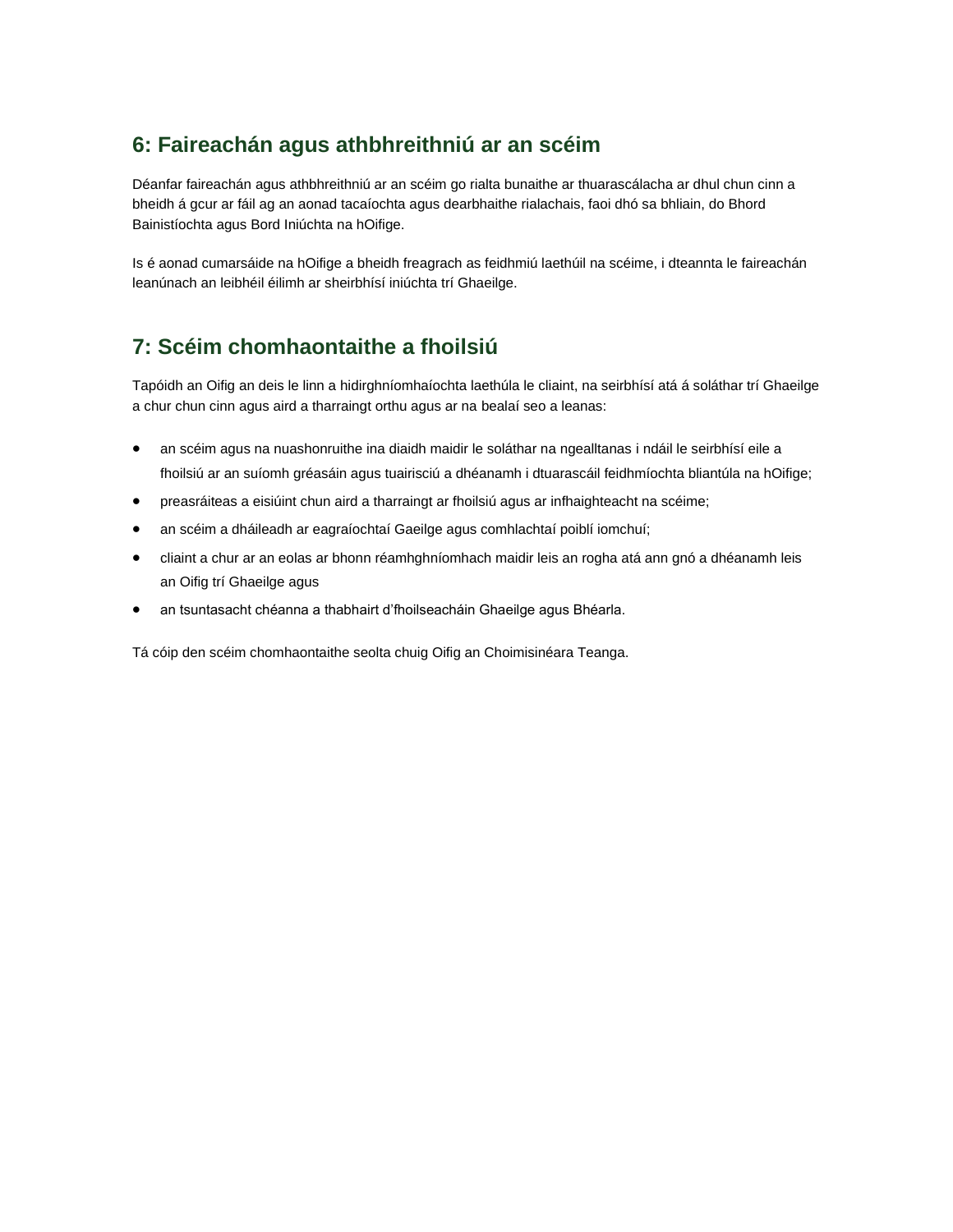## 6: Faireachán agus athbhreithniú ar an scéim

Déanfar faireachán agus athbhreithniú ar an scéim go rialta bunaithe ar thuarascálacha ar dhul chun cinn a bheidh á gcur ar fáil ag an aonad tacaíochta agus dearbhaithe rialachais, faoi dhó sa bhliain, do Bhord Bainistíochta agus Bord Iniúchta na hOifige.

Is é aonad cumarsáide na hOifige a bheidh freagrach as feidhmiú laethúil na scéime, i dteannta le faireachán leanúnach an leibhéil éilimh ar sheirbhísí iniúchta trí Ghaeilge.

## 7: Scéim chomhaontaithe a fhoilsiú

Tapóidh an Oifig an deis le linn a hidirghníomhaíochta laethúla le cliaint, na seirbhísí atá á soláthar trí Ghaeilge a chur chun cinn agus aird a tharraingt orthu agus ar na bealaí seo a leanas:

- an scéim agus na nuashonruithe ina diaidh maidir le soláthar na ngealltanas i ndáil le seirbhísí eile a fhoilsiú ar an suíomh gréasáin agus tuairisciú a dhéanamh i dtuarascáil feidhmíochta bliantúla na hOifige;
- preasráiteas a eisiúint chun aird a tharraingt ar fhoilsiú agus ar infhaighteacht na scéime;
- an scéim a dháileadh ar eagraíochtaí Gaeilge agus comhlachtaí poiblí iomchuí;
- cliaint a chur ar an eolas ar bhonn réamhghníomhach maidir leis an rogha atá ann gnó a dhéanamh leis an Oifig trí Ghaeilge agus
- an tsuntasacht chéanna a thabhairt d'fhoilseacháin Ghaeilge agus Bhéarla.

Tá cóip den scéim chomhaontaithe seolta chuig Oifig an Choimisinéara Teanga.